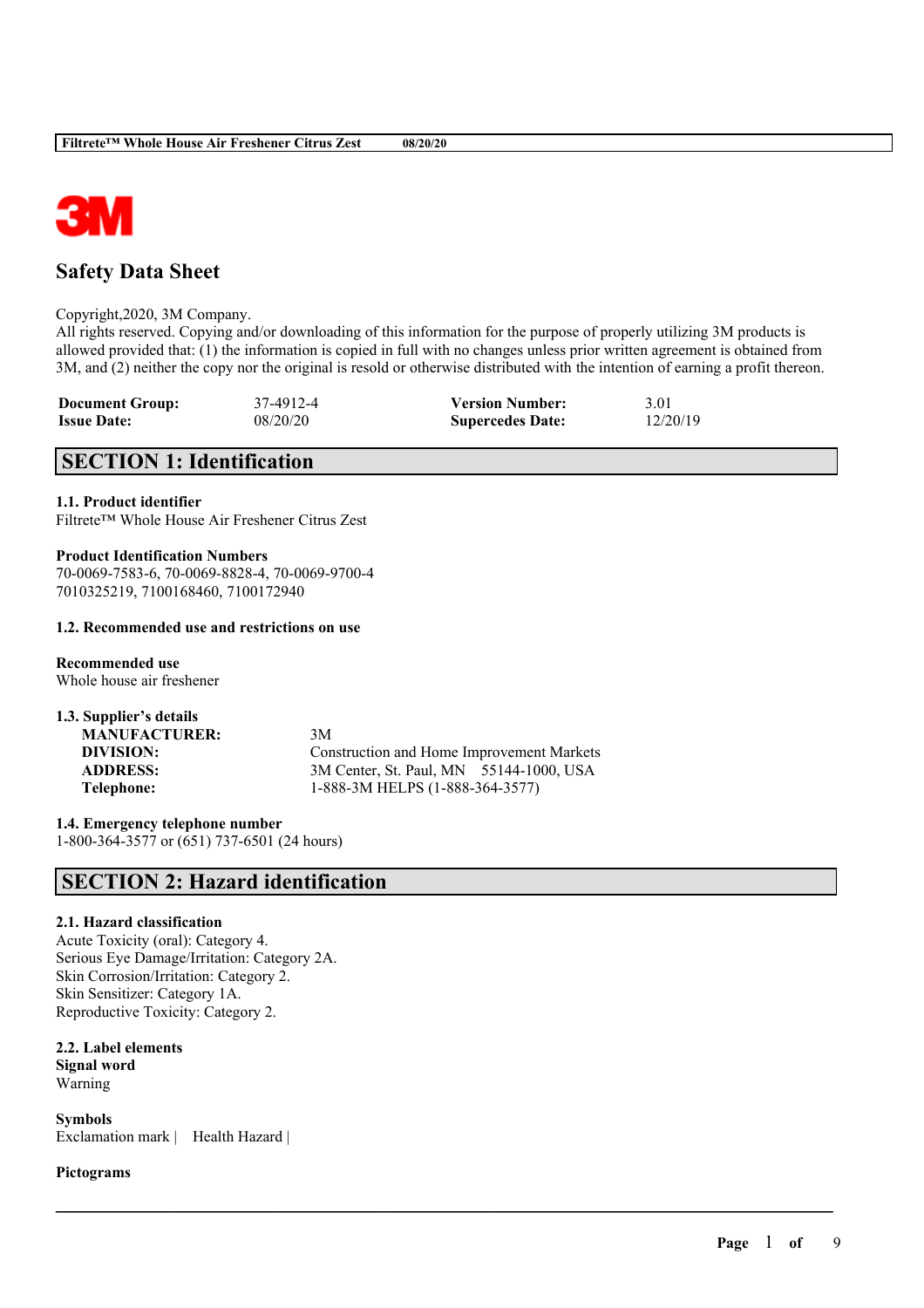# Safety Data Sheet

Copyright,2020, 3M Company.
All rights reserved. Copying and/or downloading of this information for the purpose of properly utilizing 3M products is allowed provided that: (1) the information is copied in full with no changes unless prior written agreement is obtained from 3M, and (2) neither the copy nor the original is resold or otherwise distributed with the intention of earning a profit thereon.

| | | | |
|---|---|---|---|
| **Document Group:** | 37-4912-4 | **Version Number:** | 3.01 |
| **Issue Date:** | 08/20/20 | **Supercedes Date:** | 12/20/19 |

## SECTION 1: Identification

**1.1. Product identifier**
Filtrete™ Whole House Air Freshener Citrus Zest

**Product Identification Numbers**
70-0069-7583-6, 70-0069-8828-4, 70-0069-9700-4
7010325219, 7100168460, 7100172940

**1.2. Recommended use and restrictions on use**

**Recommended use**
Whole house air freshener

**1.3. Supplier's details**

| | |
|---|---|
| **MANUFACTURER:** | 3M |
| **DIVISION:** | Construction and Home Improvement Markets |
| **ADDRESS:** | 3M Center, St. Paul, MN 55144-1000, USA |
| **Telephone:** | 1-888-3M HELPS (1-888-364-3577) |

**1.4. Emergency telephone number**
1-800-364-3577 or (651) 737-6501 (24 hours)

## SECTION 2: Hazard identification

**2.1. Hazard classification**
Acute Toxicity (oral): Category 4.
Serious Eye Damage/Irritation: Category 2A.
Skin Corrosion/Irritation: Category 2.
Skin Sensitizer: Category 1A.
Reproductive Toxicity: Category 2.

**2.2. Label elements**
**Signal word**
Warning

**Symbols**
Exclamation mark | Health Hazard |

**Pictograms**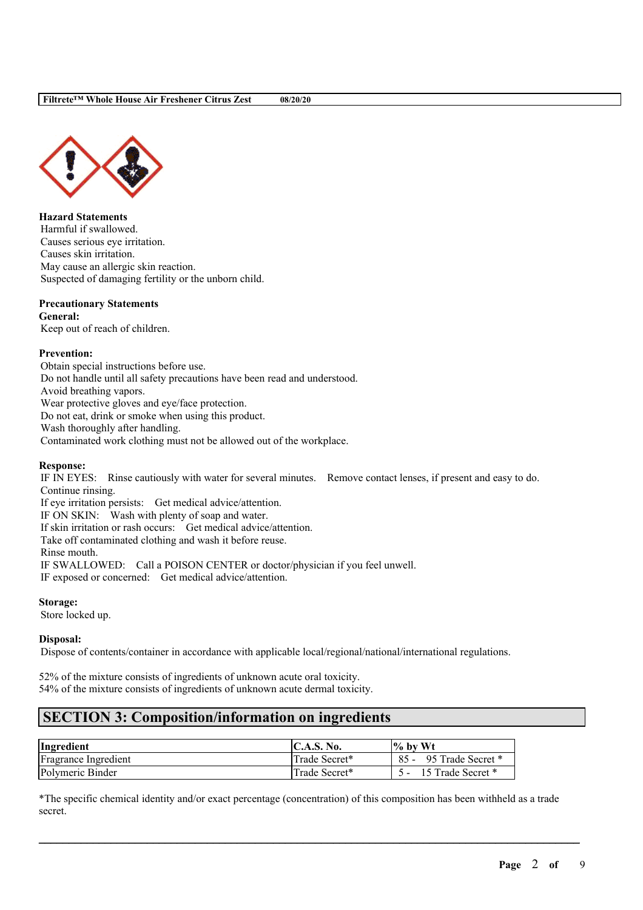**Hazard Statements**

Harmful if swallowed.
Causes serious eye irritation.
Causes skin irritation.
May cause an allergic skin reaction.
Suspected of damaging fertility or the unborn child.

**Precautionary Statements**

**General:**

Keep out of reach of children.

**Prevention:**

Obtain special instructions before use.
Do not handle until all safety precautions have been read and understood.
Avoid breathing vapors.
Wear protective gloves and eye/face protection.
Do not eat, drink or smoke when using this product.
Wash thoroughly after handling.
Contaminated work clothing must not be allowed out of the workplace.

**Response:**

IF IN EYES: Rinse cautiously with water for several minutes. Remove contact lenses, if present and easy to do. Continue rinsing.
If eye irritation persists: Get medical advice/attention.
IF ON SKIN: Wash with plenty of soap and water.
If skin irritation or rash occurs: Get medical advice/attention.
Take off contaminated clothing and wash it before reuse.
Rinse mouth.
IF SWALLOWED: Call a POISON CENTER or doctor/physician if you feel unwell.
IF exposed or concerned: Get medical advice/attention.

**Storage:**

Store locked up.

**Disposal:**

Dispose of contents/container in accordance with applicable local/regional/national/international regulations.

52% of the mixture consists of ingredients of unknown acute oral toxicity.
54% of the mixture consists of ingredients of unknown acute dermal toxicity.

## SECTION 3: Composition/information on ingredients

| Ingredient | C.A.S. No. | % by Wt |
|---|---|---|
| Fragrance Ingredient | Trade Secret* | 85 - 95 Trade Secret * |
| Polymeric Binder | Trade Secret* | 5 - 15 Trade Secret * |

*The specific chemical identity and/or exact percentage (concentration) of this composition has been withheld as a trade secret.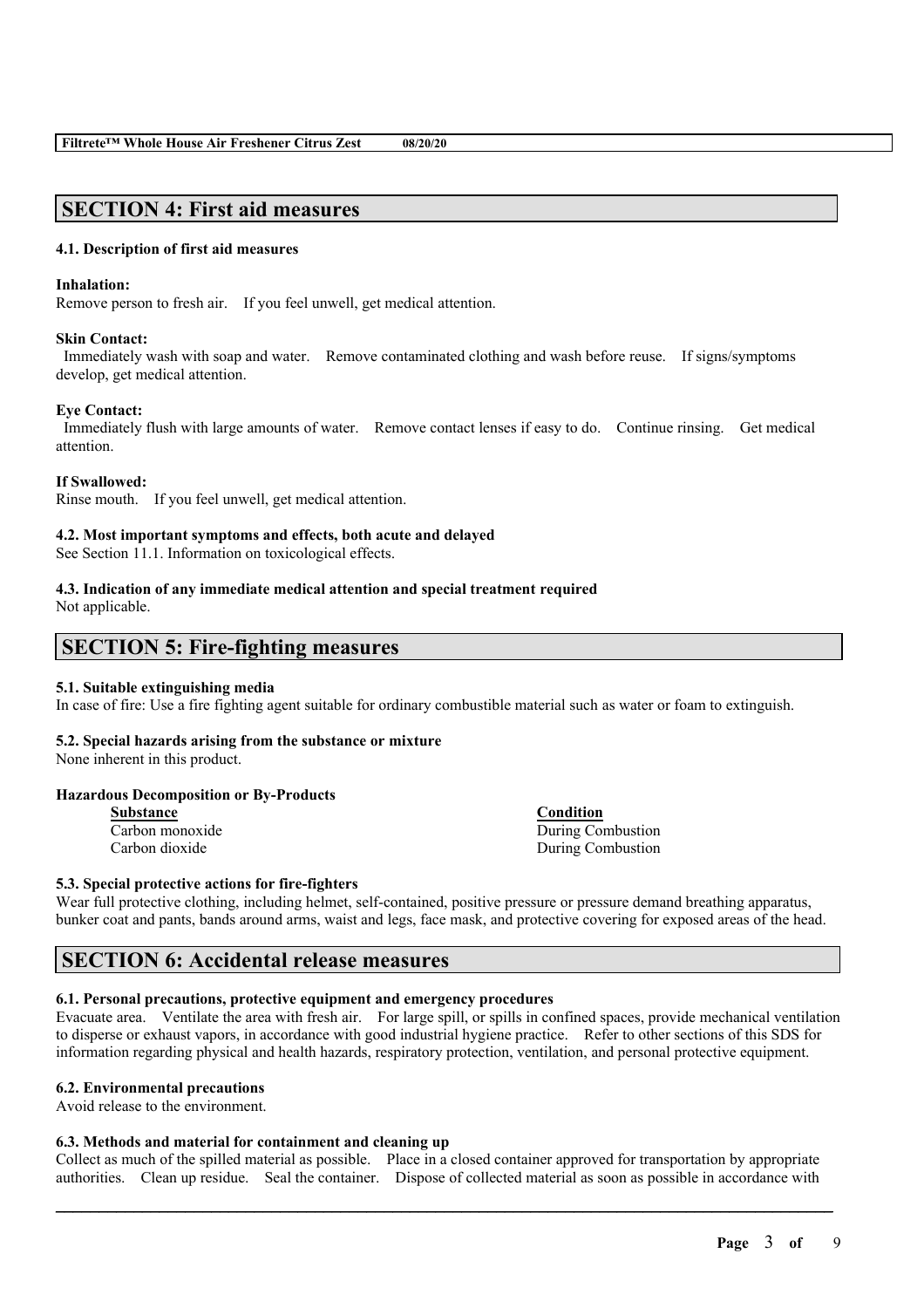## SECTION 4: First aid measures

### 4.1. Description of first aid measures

**Inhalation:**
Remove person to fresh air. If you feel unwell, get medical attention.

**Skin Contact:**
Immediately wash with soap and water. Remove contaminated clothing and wash before reuse. If signs/symptoms develop, get medical attention.

**Eye Contact:**
Immediately flush with large amounts of water. Remove contact lenses if easy to do. Continue rinsing. Get medical attention.

**If Swallowed:**
Rinse mouth. If you feel unwell, get medical attention.

### 4.2. Most important symptoms and effects, both acute and delayed

See Section 11.1. Information on toxicological effects.

### 4.3. Indication of any immediate medical attention and special treatment required

Not applicable.

## SECTION 5: Fire-fighting measures

### 5.1. Suitable extinguishing media

In case of fire: Use a fire fighting agent suitable for ordinary combustible material such as water or foam to extinguish.

### 5.2. Special hazards arising from the substance or mixture

None inherent in this product.

**Hazardous Decomposition or By-Products**

| Substance | Condition |
|---|---|
| Carbon monoxide | During Combustion |
| Carbon dioxide | During Combustion |

### 5.3. Special protective actions for fire-fighters

Wear full protective clothing, including helmet, self-contained, positive pressure or pressure demand breathing apparatus, bunker coat and pants, bands around arms, waist and legs, face mask, and protective covering for exposed areas of the head.

## SECTION 6: Accidental release measures

### 6.1. Personal precautions, protective equipment and emergency procedures

Evacuate area. Ventilate the area with fresh air. For large spill, or spills in confined spaces, provide mechanical ventilation to disperse or exhaust vapors, in accordance with good industrial hygiene practice. Refer to other sections of this SDS for information regarding physical and health hazards, respiratory protection, ventilation, and personal protective equipment.

### 6.2. Environmental precautions

Avoid release to the environment.

### 6.3. Methods and material for containment and cleaning up

Collect as much of the spilled material as possible. Place in a closed container approved for transportation by appropriate authorities. Clean up residue. Seal the container. Dispose of collected material as soon as possible in accordance with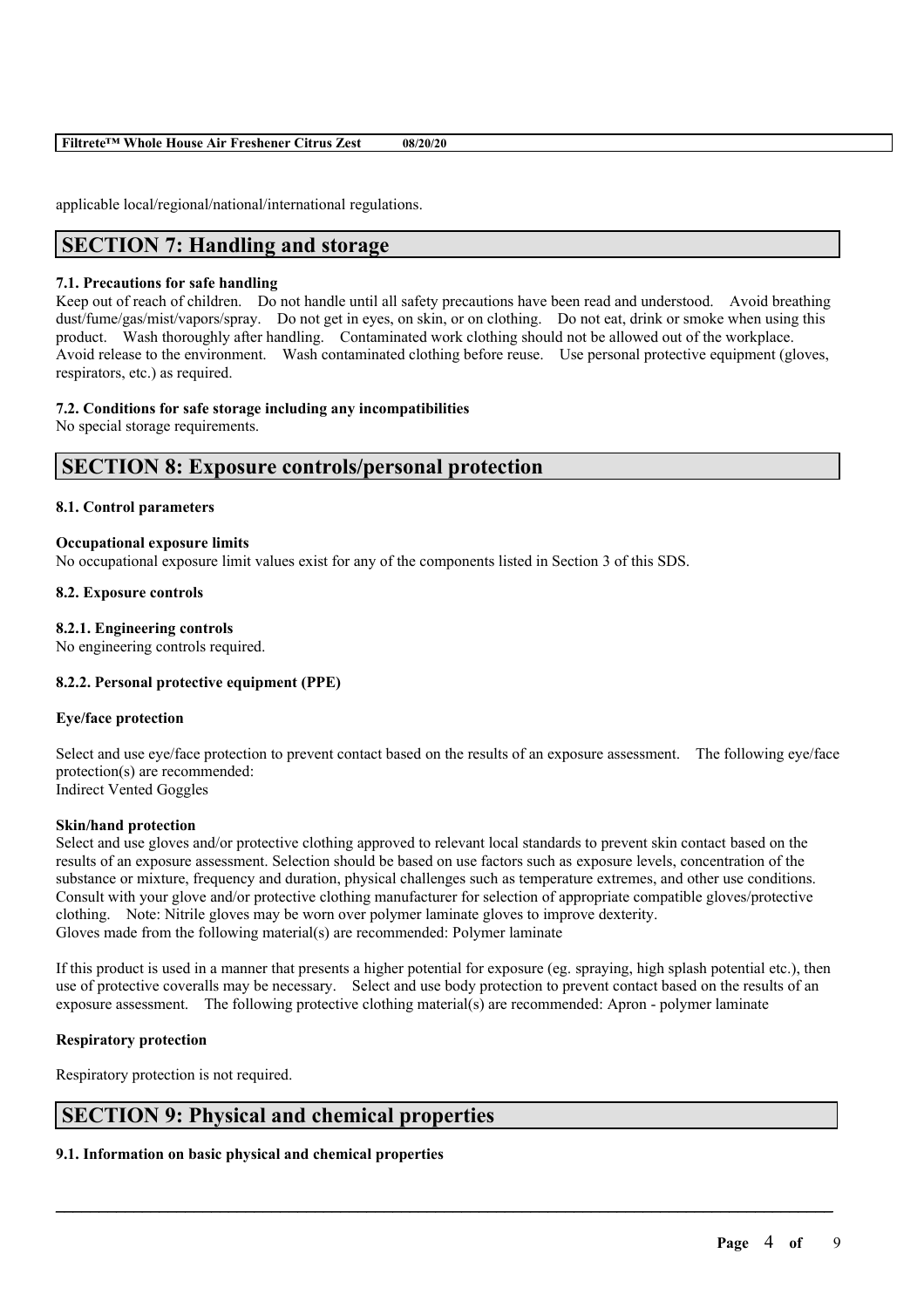applicable local/regional/national/international regulations.

## SECTION 7: Handling and storage

### 7.1. Precautions for safe handling

Keep out of reach of children. Do not handle until all safety precautions have been read and understood. Avoid breathing dust/fume/gas/mist/vapors/spray. Do not get in eyes, on skin, or on clothing. Do not eat, drink or smoke when using this product. Wash thoroughly after handling. Contaminated work clothing should not be allowed out of the workplace. Avoid release to the environment. Wash contaminated clothing before reuse. Use personal protective equipment (gloves, respirators, etc.) as required.

### 7.2. Conditions for safe storage including any incompatibilities

No special storage requirements.

## SECTION 8: Exposure controls/personal protection

### 8.1. Control parameters

**Occupational exposure limits**

No occupational exposure limit values exist for any of the components listed in Section 3 of this SDS.

### 8.2. Exposure controls

**8.2.1. Engineering controls**

No engineering controls required.

**8.2.2. Personal protective equipment (PPE)**

**Eye/face protection**

Select and use eye/face protection to prevent contact based on the results of an exposure assessment. The following eye/face protection(s) are recommended:
Indirect Vented Goggles

**Skin/hand protection**

Select and use gloves and/or protective clothing approved to relevant local standards to prevent skin contact based on the results of an exposure assessment. Selection should be based on use factors such as exposure levels, concentration of the substance or mixture, frequency and duration, physical challenges such as temperature extremes, and other use conditions. Consult with your glove and/or protective clothing manufacturer for selection of appropriate compatible gloves/protective clothing. Note: Nitrile gloves may be worn over polymer laminate gloves to improve dexterity.
Gloves made from the following material(s) are recommended: Polymer laminate

If this product is used in a manner that presents a higher potential for exposure (eg. spraying, high splash potential etc.), then use of protective coveralls may be necessary. Select and use body protection to prevent contact based on the results of an exposure assessment. The following protective clothing material(s) are recommended: Apron - polymer laminate

**Respiratory protection**

Respiratory protection is not required.

## SECTION 9: Physical and chemical properties

### 9.1. Information on basic physical and chemical properties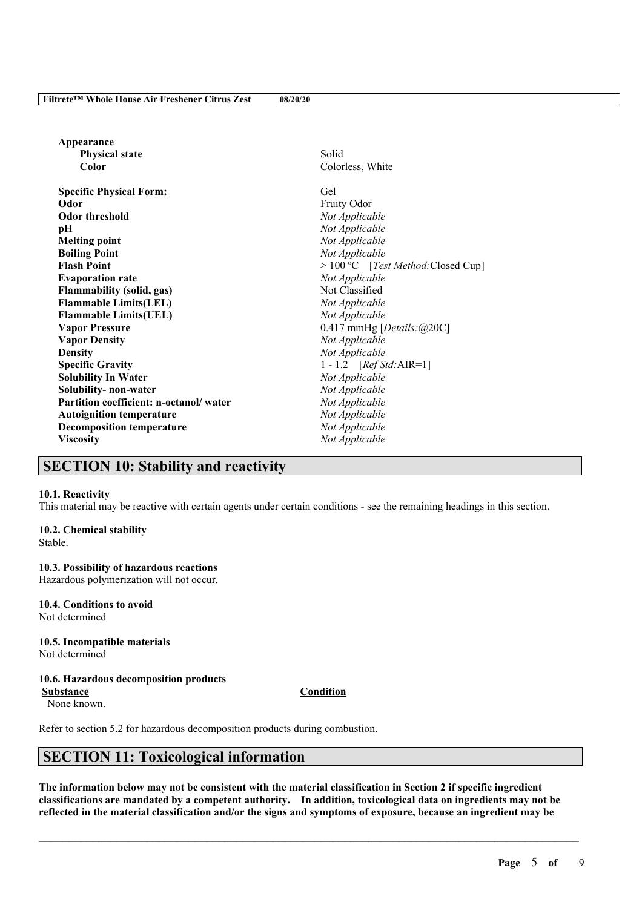| Property | Value |
| --- | --- |
| **Appearance** | |
| **Physical state** | Solid |
| **Color** | Colorless, White |
| **Specific Physical Form:** | Gel |
| **Odor** | Fruity Odor |
| **Odor threshold** | *Not Applicable* |
| **pH** | *Not Applicable* |
| **Melting point** | *Not Applicable* |
| **Boiling Point** | *Not Applicable* |
| **Flash Point** | > 100 ºC [*Test Method:*Closed Cup] |
| **Evaporation rate** | *Not Applicable* |
| **Flammability (solid, gas)** | Not Classified |
| **Flammable Limits(LEL)** | *Not Applicable* |
| **Flammable Limits(UEL)** | *Not Applicable* |
| **Vapor Pressure** | 0.417 mmHg [*Details:*@20C] |
| **Vapor Density** | *Not Applicable* |
| **Density** | *Not Applicable* |
| **Specific Gravity** | 1 - 1.2 [*Ref Std:*AIR=1] |
| **Solubility In Water** | *Not Applicable* |
| **Solubility- non-water** | *Not Applicable* |
| **Partition coefficient: n-octanol/ water** | *Not Applicable* |
| **Autoignition temperature** | *Not Applicable* |
| **Decomposition temperature** | *Not Applicable* |
| **Viscosity** | *Not Applicable* |

## SECTION 10: Stability and reactivity

**10.1. Reactivity**
This material may be reactive with certain agents under certain conditions - see the remaining headings in this section.

**10.2. Chemical stability**
Stable.

**10.3. Possibility of hazardous reactions**
Hazardous polymerization will not occur.

**10.4. Conditions to avoid**
Not determined

**10.5. Incompatible materials**
Not determined

**10.6. Hazardous decomposition products**

| Substance | Condition |
| --- | --- |
| None known. | |

Refer to section 5.2 for hazardous decomposition products during combustion.

## SECTION 11: Toxicological information

**The information below may not be consistent with the material classification in Section 2 if specific ingredient classifications are mandated by a competent authority. In addition, toxicological data on ingredients may not be reflected in the material classification and/or the signs and symptoms of exposure, because an ingredient may be**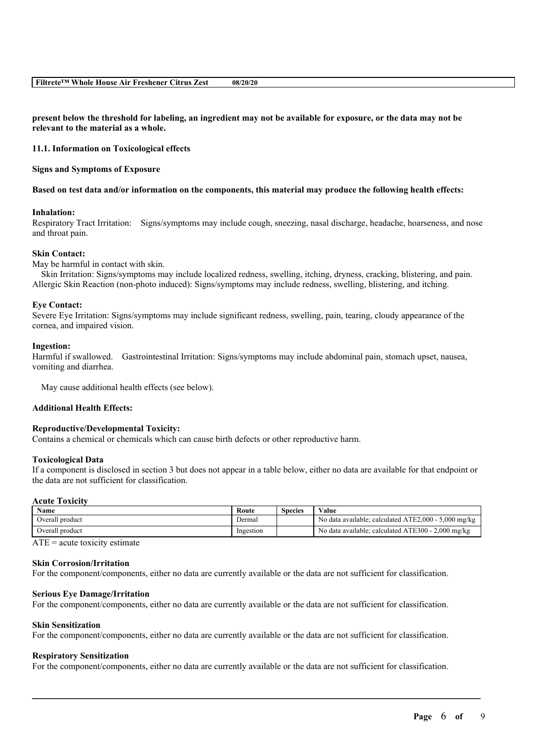**present below the threshold for labeling, an ingredient may not be available for exposure, or the data may not be relevant to the material as a whole.**

### 11.1. Information on Toxicological effects

**Signs and Symptoms of Exposure**

**Based on test data and/or information on the components, this material may produce the following health effects:**

**Inhalation:**
Respiratory Tract Irritation: Signs/symptoms may include cough, sneezing, nasal discharge, headache, hoarseness, and nose and throat pain.

**Skin Contact:**
May be harmful in contact with skin.
Skin Irritation: Signs/symptoms may include localized redness, swelling, itching, dryness, cracking, blistering, and pain. Allergic Skin Reaction (non-photo induced): Signs/symptoms may include redness, swelling, blistering, and itching.

**Eye Contact:**
Severe Eye Irritation: Signs/symptoms may include significant redness, swelling, pain, tearing, cloudy appearance of the cornea, and impaired vision.

**Ingestion:**
Harmful if swallowed. Gastrointestinal Irritation: Signs/symptoms may include abdominal pain, stomach upset, nausea, vomiting and diarrhea.

May cause additional health effects (see below).

**Additional Health Effects:**

**Reproductive/Developmental Toxicity:**
Contains a chemical or chemicals which can cause birth defects or other reproductive harm.

**Toxicological Data**
If a component is disclosed in section 3 but does not appear in a table below, either no data are available for that endpoint or the data are not sufficient for classification.

**Acute Toxicity**

| Name | Route | Species | Value |
|---|---|---|---|
| Overall product | Dermal | | No data available; calculated ATE2,000 - 5,000 mg/kg |
| Overall product | Ingestion | | No data available; calculated ATE300 - 2,000 mg/kg |

ATE = acute toxicity estimate

**Skin Corrosion/Irritation**
For the component/components, either no data are currently available or the data are not sufficient for classification.

**Serious Eye Damage/Irritation**
For the component/components, either no data are currently available or the data are not sufficient for classification.

**Skin Sensitization**
For the component/components, either no data are currently available or the data are not sufficient for classification.

**Respiratory Sensitization**
For the component/components, either no data are currently available or the data are not sufficient for classification.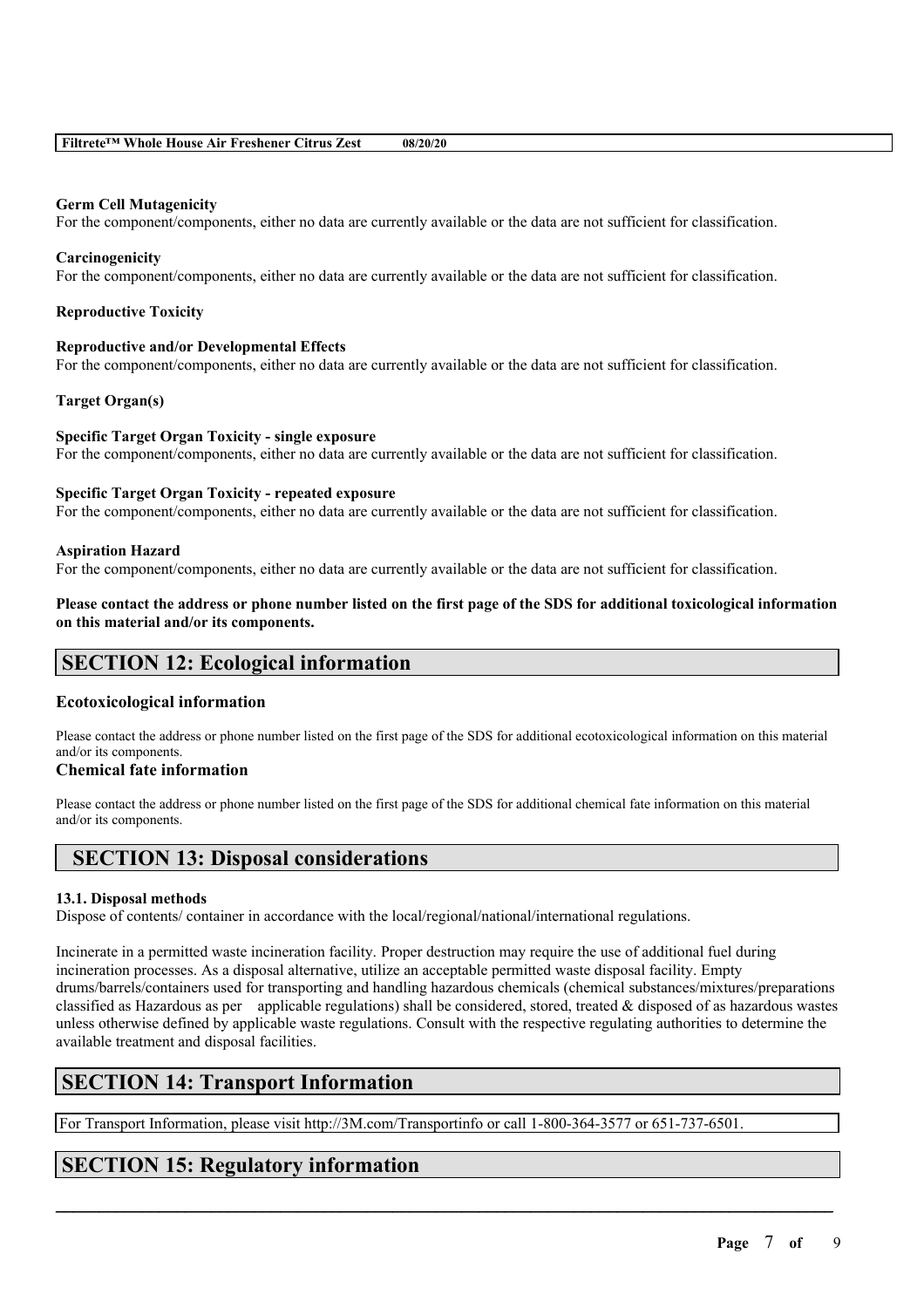**Germ Cell Mutagenicity**
For the component/components, either no data are currently available or the data are not sufficient for classification.

**Carcinogenicity**
For the component/components, either no data are currently available or the data are not sufficient for classification.

**Reproductive Toxicity**

**Reproductive and/or Developmental Effects**
For the component/components, either no data are currently available or the data are not sufficient for classification.

**Target Organ(s)**

**Specific Target Organ Toxicity - single exposure**
For the component/components, either no data are currently available or the data are not sufficient for classification.

**Specific Target Organ Toxicity - repeated exposure**
For the component/components, either no data are currently available or the data are not sufficient for classification.

**Aspiration Hazard**
For the component/components, either no data are currently available or the data are not sufficient for classification.

**Please contact the address or phone number listed on the first page of the SDS for additional toxicological information on this material and/or its components.**

## SECTION 12: Ecological information

### Ecotoxicological information

Please contact the address or phone number listed on the first page of the SDS for additional ecotoxicological information on this material and/or its components.

### Chemical fate information

Please contact the address or phone number listed on the first page of the SDS for additional chemical fate information on this material and/or its components.

## SECTION 13: Disposal considerations

**13.1. Disposal methods**
Dispose of contents/ container in accordance with the local/regional/national/international regulations.

Incinerate in a permitted waste incineration facility. Proper destruction may require the use of additional fuel during incineration processes. As a disposal alternative, utilize an acceptable permitted waste disposal facility. Empty drums/barrels/containers used for transporting and handling hazardous chemicals (chemical substances/mixtures/preparations classified as Hazardous as per applicable regulations) shall be considered, stored, treated & disposed of as hazardous wastes unless otherwise defined by applicable waste regulations. Consult with the respective regulating authorities to determine the available treatment and disposal facilities.

## SECTION 14: Transport Information

For Transport Information, please visit http://3M.com/Transportinfo or call 1-800-364-3577 or 651-737-6501.

## SECTION 15: Regulatory information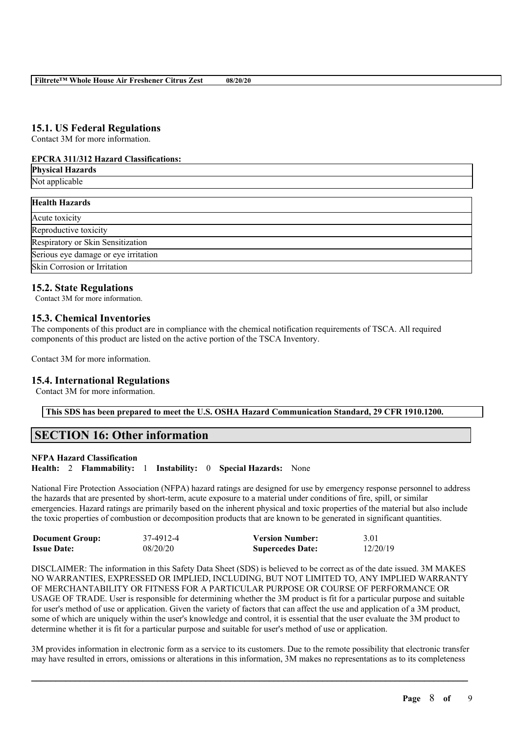## 15.1. US Federal Regulations

Contact 3M for more information.

**EPCRA 311/312 Hazard Classifications:**

| **Physical Hazards** |
| --- |
| Not applicable |

| **Health Hazards** |
| --- |
| Acute toxicity |
| Reproductive toxicity |
| Respiratory or Skin Sensitization |
| Serious eye damage or eye irritation |
| Skin Corrosion or Irritation |

## 15.2. State Regulations

Contact 3M for more information.

## 15.3. Chemical Inventories

The components of this product are in compliance with the chemical notification requirements of TSCA. All required components of this product are listed on the active portion of the TSCA Inventory.

Contact 3M for more information.

## 15.4. International Regulations

Contact 3M for more information.

**This SDS has been prepared to meet the U.S. OSHA Hazard Communication Standard, 29 CFR 1910.1200.**

# SECTION 16: Other information

**NFPA Hazard Classification**

**Health:** 2 **Flammability:** 1 **Instability:** 0 **Special Hazards:** None

National Fire Protection Association (NFPA) hazard ratings are designed for use by emergency response personnel to address the hazards that are presented by short-term, acute exposure to a material under conditions of fire, spill, or similar emergencies. Hazard ratings are primarily based on the inherent physical and toxic properties of the material but also include the toxic properties of combustion or decomposition products that are known to be generated in significant quantities.

| **Document Group:** | 37-4912-4 | **Version Number:** | 3.01 |
| --- | --- | --- | --- |
| **Issue Date:** | 08/20/20 | **Supercedes Date:** | 12/20/19 |

DISCLAIMER: The information in this Safety Data Sheet (SDS) is believed to be correct as of the date issued. 3M MAKES NO WARRANTIES, EXPRESSED OR IMPLIED, INCLUDING, BUT NOT LIMITED TO, ANY IMPLIED WARRANTY OF MERCHANTABILITY OR FITNESS FOR A PARTICULAR PURPOSE OR COURSE OF PERFORMANCE OR USAGE OF TRADE. User is responsible for determining whether the 3M product is fit for a particular purpose and suitable for user's method of use or application. Given the variety of factors that can affect the use and application of a 3M product, some of which are uniquely within the user's knowledge and control, it is essential that the user evaluate the 3M product to determine whether it is fit for a particular purpose and suitable for user's method of use or application.

3M provides information in electronic form as a service to its customers. Due to the remote possibility that electronic transfer may have resulted in errors, omissions or alterations in this information, 3M makes no representations as to its completeness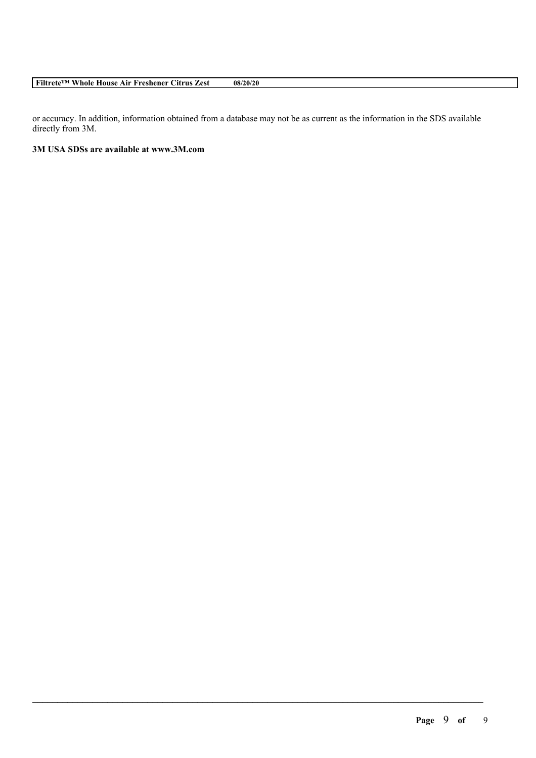or accuracy. In addition, information obtained from a database may not be as current as the information in the SDS available directly from 3M.

**3M USA SDSs are available at www.3M.com**